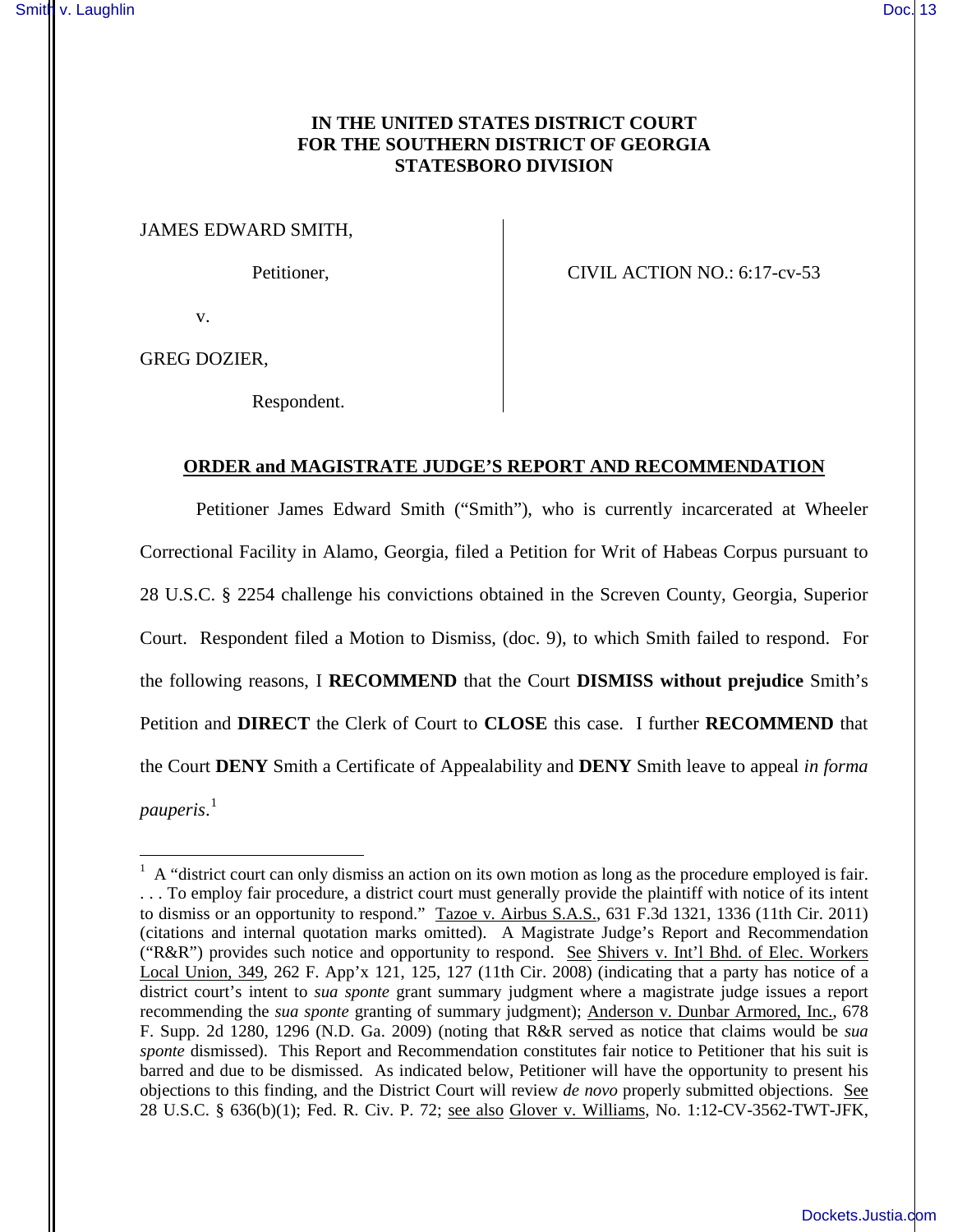# IN THE UNITED STATES DISTRICT COURT FOR THE SOUTHERN DISTRICT OF GEORGIA STATESBORO DIVISION

JAMES EDWARD SMITH,

Petitioner,

v.

GREG DOZIER,

Respondent.

CIVIL ACTION NO.: 6:17-cv-53

## ORDER and MAGISTRATE JUDGE'S REPORT AND RECOMMENDATION

Petitioner James Edward Smith ("Smith"), who is currently incarcerated at Wheeler Correctional Facility in Alamo, Georgia, filed a Petition for Writ of Habeas Corpus pursuant to 28 U.S.C. § 2254 challenge his convictions obtained in the Screven County, Georgia, Superior Court. Respondent filed a Motion to Dismiss, (doc. 9), to which Smith failed to respond. For the following reasons, I **RECOMMEND** that the Court **DISMISS without prejudice** Smith's Petition and **DIRECT** the Clerk of Court to **CLOSE** this case. I further **RECOMMEND** that the Court **DENY** Smith a Certificate of Appealability and **DENY** Smith leave to appeal *in forma pauperis*.[1]

---

[1] A "district court can only dismiss an action on its own motion as long as the procedure employed is fair. . . . To employ fair procedure, a district court must generally provide the plaintiff with notice of its intent to dismiss or an opportunity to respond." Tazoe v. Airbus S.A.S., 631 F.3d 1321, 1336 (11th Cir. 2011) (citations and internal quotation marks omitted). A Magistrate Judge's Report and Recommendation ("R&R") provides such notice and opportunity to respond. See Shivers v. Int'l Bhd. of Elec. Workers Local Union, 349, 262 F. App'x 121, 125, 127 (11th Cir. 2008) (indicating that a party has notice of a district court's intent to *sua sponte* grant summary judgment where a magistrate judge issues a report recommending the *sua sponte* granting of summary judgment); Anderson v. Dunbar Armored, Inc., 678 F. Supp. 2d 1280, 1296 (N.D. Ga. 2009) (noting that R&R served as notice that claims would be *sua sponte* dismissed). This Report and Recommendation constitutes fair notice to Petitioner that his suit is barred and due to be dismissed. As indicated below, Petitioner will have the opportunity to present his objections to this finding, and the District Court will review *de novo* properly submitted objections. See 28 U.S.C. § 636(b)(1); Fed. R. Civ. P. 72; see also Glover v. Williams, No. 1:12-CV-3562-TWT-JFK,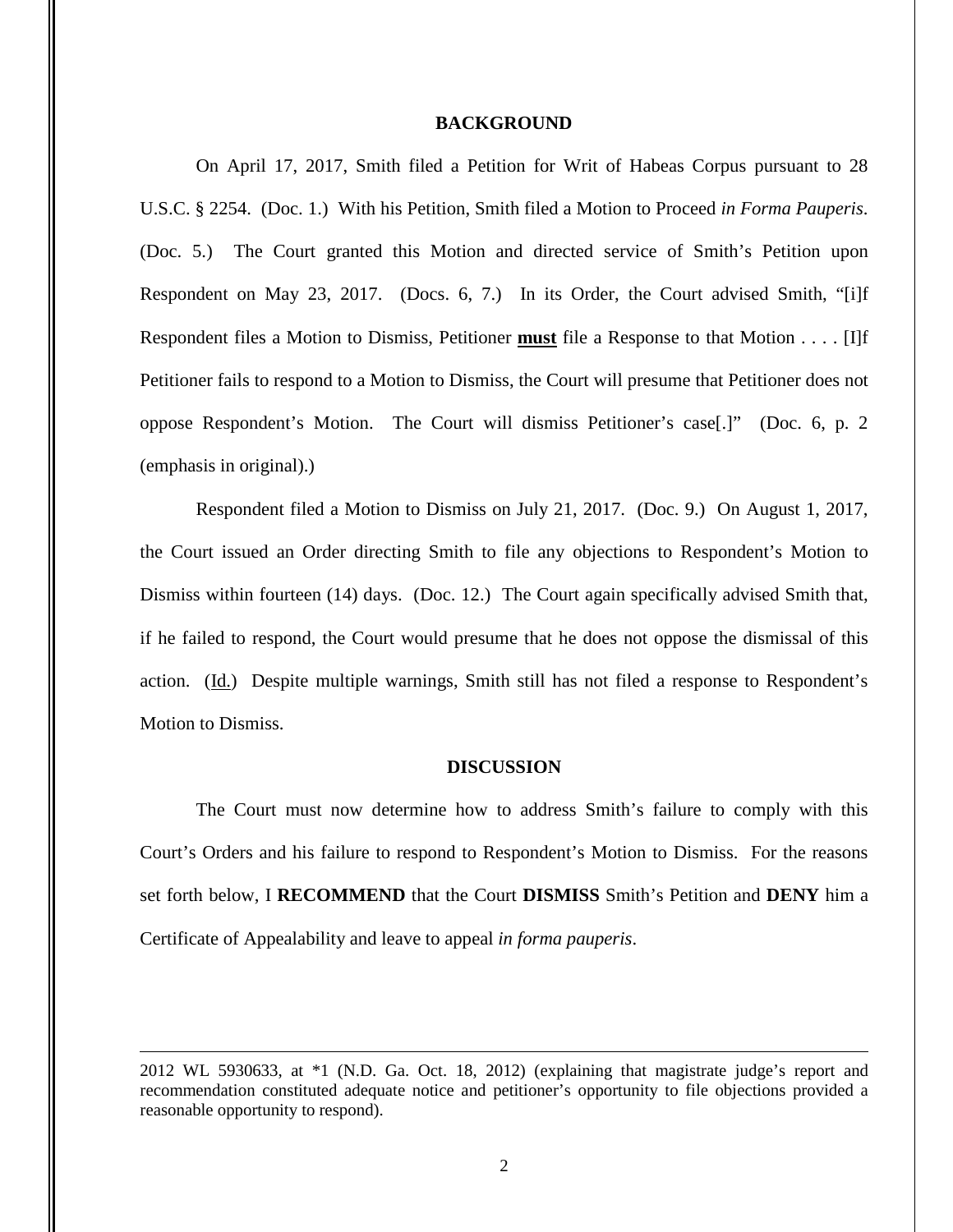## BACKGROUND

On April 17, 2017, Smith filed a Petition for Writ of Habeas Corpus pursuant to 28 U.S.C. § 2254. (Doc. 1.) With his Petition, Smith filed a Motion to Proceed *in Forma Pauperis*. (Doc. 5.) The Court granted this Motion and directed service of Smith's Petition upon Respondent on May 23, 2017. (Docs. 6, 7.) In its Order, the Court advised Smith, "[i]f Respondent files a Motion to Dismiss, Petitioner **must** file a Response to that Motion . . . . [I]f Petitioner fails to respond to a Motion to Dismiss, the Court will presume that Petitioner does not oppose Respondent's Motion. The Court will dismiss Petitioner's case[.]" (Doc. 6, p. 2 (emphasis in original).)

Respondent filed a Motion to Dismiss on July 21, 2017. (Doc. 9.) On August 1, 2017, the Court issued an Order directing Smith to file any objections to Respondent's Motion to Dismiss within fourteen (14) days. (Doc. 12.) The Court again specifically advised Smith that, if he failed to respond, the Court would presume that he does not oppose the dismissal of this action. (Id.) Despite multiple warnings, Smith still has not filed a response to Respondent's Motion to Dismiss.

## DISCUSSION

The Court must now determine how to address Smith's failure to comply with this Court's Orders and his failure to respond to Respondent's Motion to Dismiss. For the reasons set forth below, I **RECOMMEND** that the Court **DISMISS** Smith's Petition and **DENY** him a Certificate of Appealability and leave to appeal *in forma pauperis*.

---

2012 WL 5930633, at *1 (N.D. Ga. Oct. 18, 2012) (explaining that magistrate judge's report and recommendation constituted adequate notice and petitioner's opportunity to file objections provided a reasonable opportunity to respond).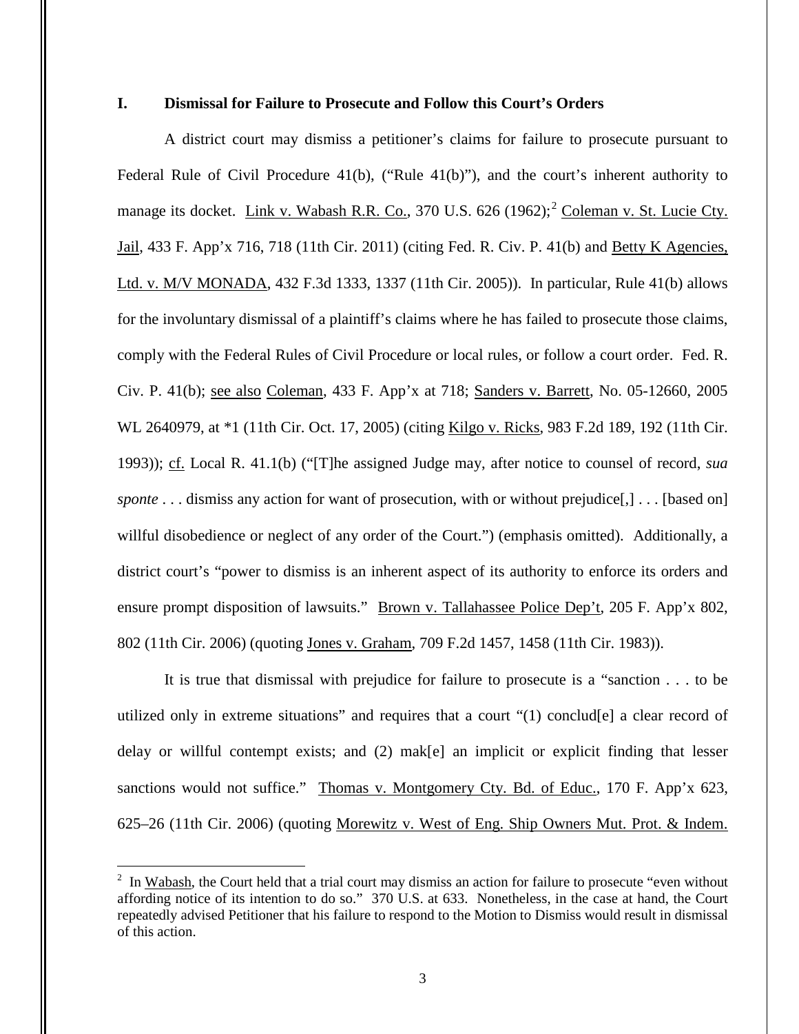## I. Dismissal for Failure to Prosecute and Follow this Court's Orders

A district court may dismiss a petitioner's claims for failure to prosecute pursuant to Federal Rule of Civil Procedure 41(b), ("Rule 41(b)"), and the court's inherent authority to manage its docket. Link v. Wabash R.R. Co., 370 U.S. 626 (1962);[2] Coleman v. St. Lucie Cty. Jail, 433 F. App'x 716, 718 (11th Cir. 2011) (citing Fed. R. Civ. P. 41(b) and Betty K Agencies, Ltd. v. M/V MONADA, 432 F.3d 1333, 1337 (11th Cir. 2005)). In particular, Rule 41(b) allows for the involuntary dismissal of a plaintiff's claims where he has failed to prosecute those claims, comply with the Federal Rules of Civil Procedure or local rules, or follow a court order. Fed. R. Civ. P. 41(b); see also Coleman, 433 F. App'x at 718; Sanders v. Barrett, No. 05-12660, 2005 WL 2640979, at *1 (11th Cir. Oct. 17, 2005) (citing Kilgo v. Ricks, 983 F.2d 189, 192 (11th Cir. 1993)); cf. Local R. 41.1(b) ("[T]he assigned Judge may, after notice to counsel of record, *sua sponte* . . . dismiss any action for want of prosecution, with or without prejudice[,] . . . [based on] willful disobedience or neglect of any order of the Court.") (emphasis omitted). Additionally, a district court's "power to dismiss is an inherent aspect of its authority to enforce its orders and ensure prompt disposition of lawsuits." Brown v. Tallahassee Police Dep't, 205 F. App'x 802, 802 (11th Cir. 2006) (quoting Jones v. Graham, 709 F.2d 1457, 1458 (11th Cir. 1983)).

It is true that dismissal with prejudice for failure to prosecute is a "sanction . . . to be utilized only in extreme situations" and requires that a court "(1) conclud[e] a clear record of delay or willful contempt exists; and (2) mak[e] an implicit or explicit finding that lesser sanctions would not suffice." Thomas v. Montgomery Cty. Bd. of Educ., 170 F. App'x 623, 625–26 (11th Cir. 2006) (quoting Morewitz v. West of Eng. Ship Owners Mut. Prot. & Indem.

---

[2] In Wabash, the Court held that a trial court may dismiss an action for failure to prosecute "even without affording notice of its intention to do so." 370 U.S. at 633. Nonetheless, in the case at hand, the Court repeatedly advised Petitioner that his failure to respond to the Motion to Dismiss would result in dismissal of this action.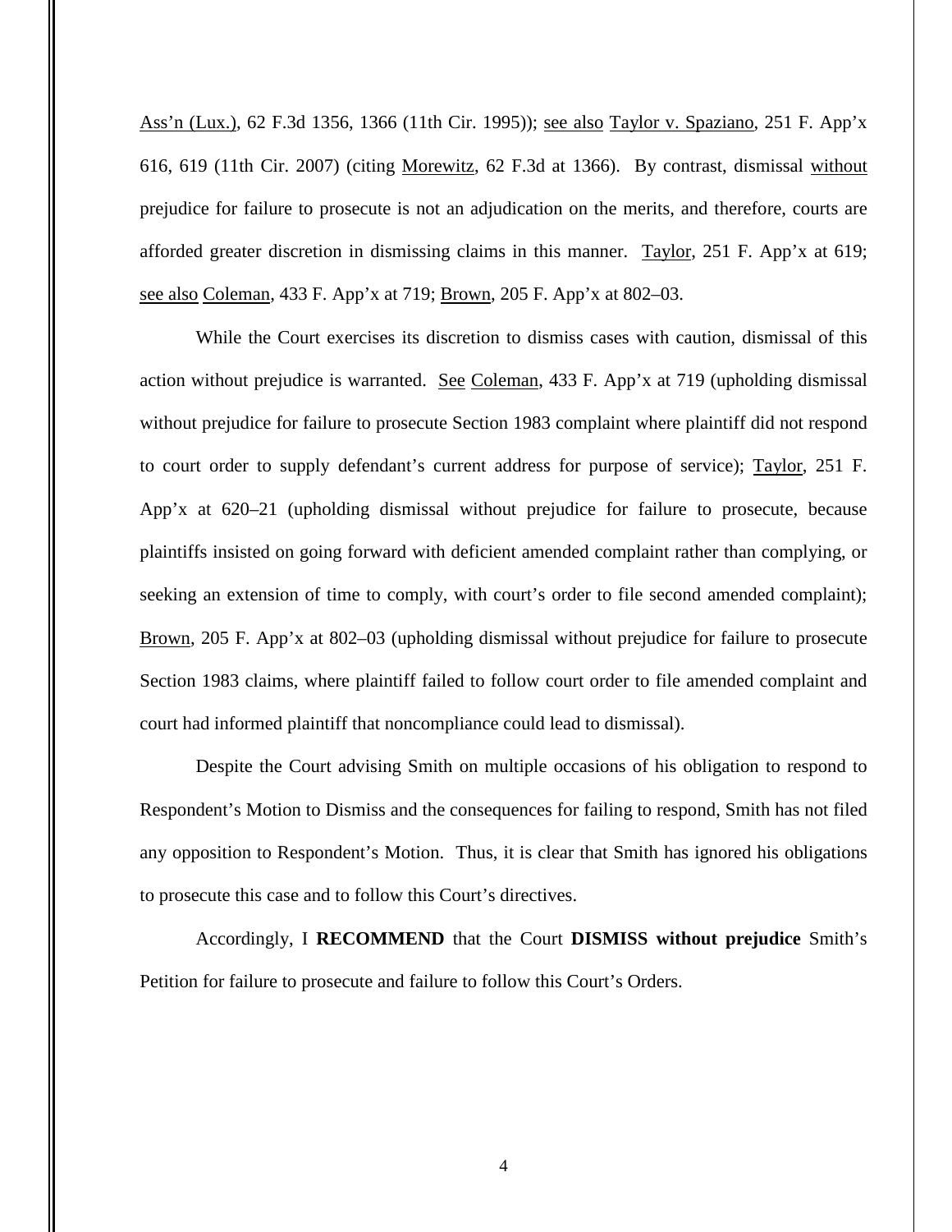Ass'n (Lux.), 62 F.3d 1356, 1366 (11th Cir. 1995)); see also Taylor v. Spaziano, 251 F. App'x 616, 619 (11th Cir. 2007) (citing Morewitz, 62 F.3d at 1366). By contrast, dismissal without prejudice for failure to prosecute is not an adjudication on the merits, and therefore, courts are afforded greater discretion in dismissing claims in this manner. Taylor, 251 F. App'x at 619; see also Coleman, 433 F. App'x at 719; Brown, 205 F. App'x at 802–03.

While the Court exercises its discretion to dismiss cases with caution, dismissal of this action without prejudice is warranted. See Coleman, 433 F. App'x at 719 (upholding dismissal without prejudice for failure to prosecute Section 1983 complaint where plaintiff did not respond to court order to supply defendant's current address for purpose of service); Taylor, 251 F. App'x at 620–21 (upholding dismissal without prejudice for failure to prosecute, because plaintiffs insisted on going forward with deficient amended complaint rather than complying, or seeking an extension of time to comply, with court's order to file second amended complaint); Brown, 205 F. App'x at 802–03 (upholding dismissal without prejudice for failure to prosecute Section 1983 claims, where plaintiff failed to follow court order to file amended complaint and court had informed plaintiff that noncompliance could lead to dismissal).

Despite the Court advising Smith on multiple occasions of his obligation to respond to Respondent's Motion to Dismiss and the consequences for failing to respond, Smith has not filed any opposition to Respondent's Motion. Thus, it is clear that Smith has ignored his obligations to prosecute this case and to follow this Court's directives.

Accordingly, I **RECOMMEND** that the Court **DISMISS without prejudice** Smith's Petition for failure to prosecute and failure to follow this Court's Orders.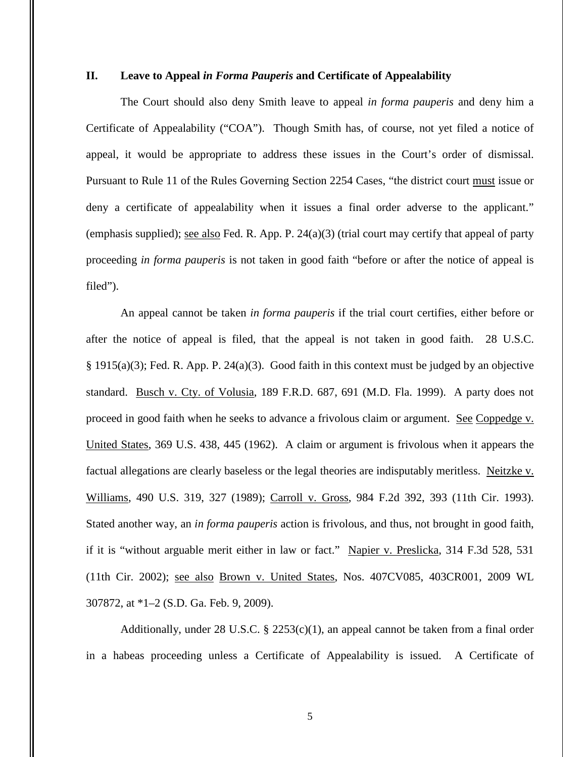## II. Leave to Appeal *in Forma Pauperis* and Certificate of Appealability

The Court should also deny Smith leave to appeal *in forma pauperis* and deny him a Certificate of Appealability ("COA"). Though Smith has, of course, not yet filed a notice of appeal, it would be appropriate to address these issues in the Court's order of dismissal. Pursuant to Rule 11 of the Rules Governing Section 2254 Cases, "the district court must issue or deny a certificate of appealability when it issues a final order adverse to the applicant." (emphasis supplied); see also Fed. R. App. P. 24(a)(3) (trial court may certify that appeal of party proceeding *in forma pauperis* is not taken in good faith "before or after the notice of appeal is filed").

An appeal cannot be taken *in forma pauperis* if the trial court certifies, either before or after the notice of appeal is filed, that the appeal is not taken in good faith. 28 U.S.C. § 1915(a)(3); Fed. R. App. P. 24(a)(3). Good faith in this context must be judged by an objective standard. Busch v. Cty. of Volusia, 189 F.R.D. 687, 691 (M.D. Fla. 1999). A party does not proceed in good faith when he seeks to advance a frivolous claim or argument. See Coppedge v. United States, 369 U.S. 438, 445 (1962). A claim or argument is frivolous when it appears the factual allegations are clearly baseless or the legal theories are indisputably meritless. Neitzke v. Williams, 490 U.S. 319, 327 (1989); Carroll v. Gross, 984 F.2d 392, 393 (11th Cir. 1993). Stated another way, an *in forma pauperis* action is frivolous, and thus, not brought in good faith, if it is "without arguable merit either in law or fact." Napier v. Preslicka, 314 F.3d 528, 531 (11th Cir. 2002); see also Brown v. United States, Nos. 407CV085, 403CR001, 2009 WL 307872, at *1–2 (S.D. Ga. Feb. 9, 2009).

Additionally, under 28 U.S.C. § 2253(c)(1), an appeal cannot be taken from a final order in a habeas proceeding unless a Certificate of Appealability is issued. A Certificate of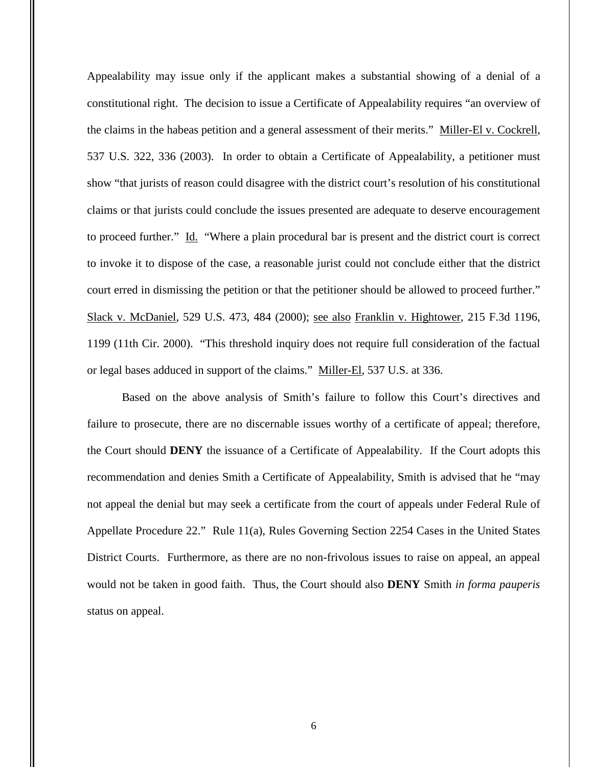Appealability may issue only if the applicant makes a substantial showing of a denial of a constitutional right. The decision to issue a Certificate of Appealability requires "an overview of the claims in the habeas petition and a general assessment of their merits." Miller-El v. Cockrell, 537 U.S. 322, 336 (2003). In order to obtain a Certificate of Appealability, a petitioner must show "that jurists of reason could disagree with the district court's resolution of his constitutional claims or that jurists could conclude the issues presented are adequate to deserve encouragement to proceed further." Id. "Where a plain procedural bar is present and the district court is correct to invoke it to dispose of the case, a reasonable jurist could not conclude either that the district court erred in dismissing the petition or that the petitioner should be allowed to proceed further." Slack v. McDaniel, 529 U.S. 473, 484 (2000); see also Franklin v. Hightower, 215 F.3d 1196, 1199 (11th Cir. 2000). "This threshold inquiry does not require full consideration of the factual or legal bases adduced in support of the claims." Miller-El, 537 U.S. at 336.

Based on the above analysis of Smith's failure to follow this Court's directives and failure to prosecute, there are no discernable issues worthy of a certificate of appeal; therefore, the Court should **DENY** the issuance of a Certificate of Appealability. If the Court adopts this recommendation and denies Smith a Certificate of Appealability, Smith is advised that he "may not appeal the denial but may seek a certificate from the court of appeals under Federal Rule of Appellate Procedure 22." Rule 11(a), Rules Governing Section 2254 Cases in the United States District Courts. Furthermore, as there are no non-frivolous issues to raise on appeal, an appeal would not be taken in good faith. Thus, the Court should also **DENY** Smith *in forma pauperis* status on appeal.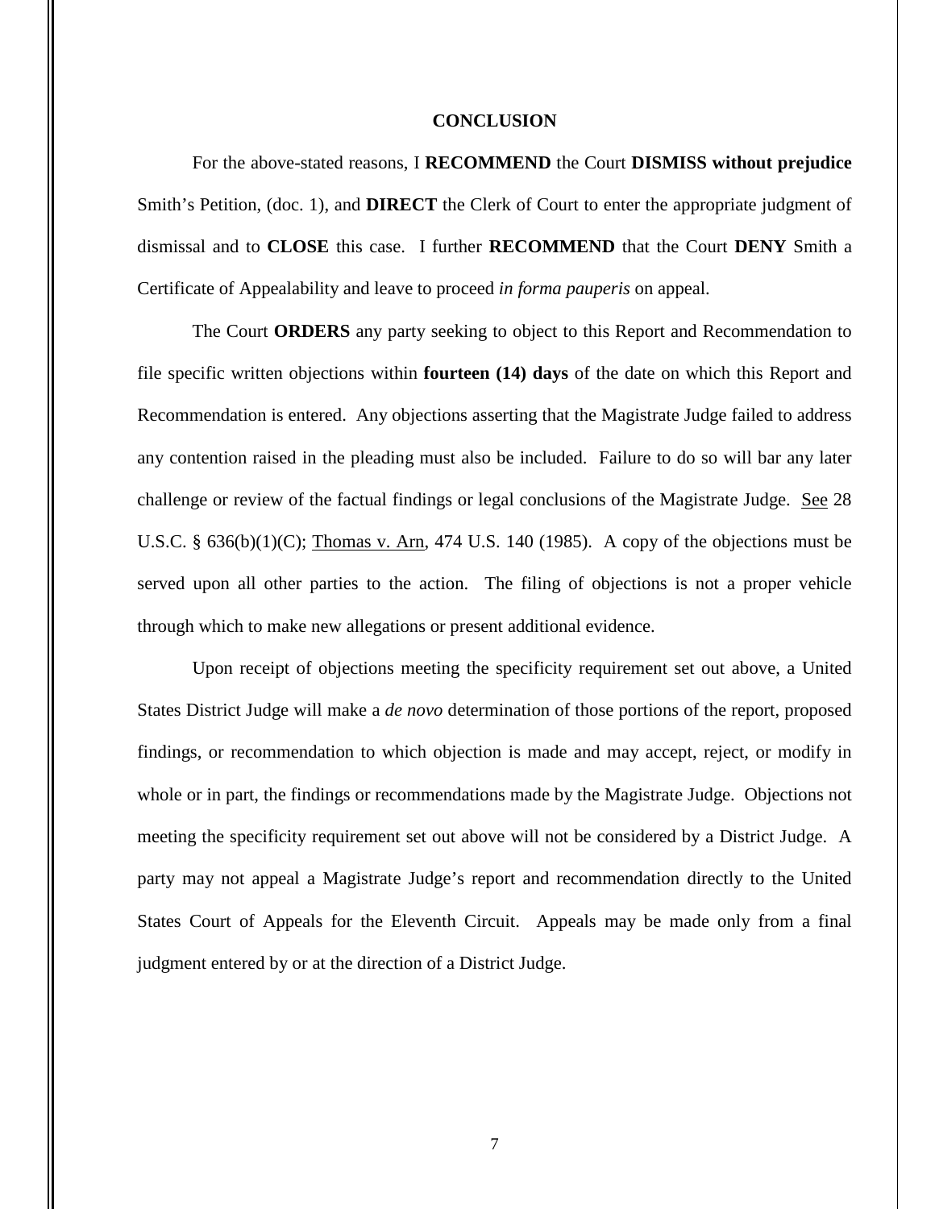## CONCLUSION

For the above-stated reasons, I **RECOMMEND** the Court **DISMISS without prejudice** Smith's Petition, (doc. 1), and **DIRECT** the Clerk of Court to enter the appropriate judgment of dismissal and to **CLOSE** this case. I further **RECOMMEND** that the Court **DENY** Smith a Certificate of Appealability and leave to proceed *in forma pauperis* on appeal.

The Court **ORDERS** any party seeking to object to this Report and Recommendation to file specific written objections within **fourteen (14) days** of the date on which this Report and Recommendation is entered. Any objections asserting that the Magistrate Judge failed to address any contention raised in the pleading must also be included. Failure to do so will bar any later challenge or review of the factual findings or legal conclusions of the Magistrate Judge. See 28 U.S.C. § 636(b)(1)(C); Thomas v. Arn, 474 U.S. 140 (1985). A copy of the objections must be served upon all other parties to the action. The filing of objections is not a proper vehicle through which to make new allegations or present additional evidence.

Upon receipt of objections meeting the specificity requirement set out above, a United States District Judge will make a *de novo* determination of those portions of the report, proposed findings, or recommendation to which objection is made and may accept, reject, or modify in whole or in part, the findings or recommendations made by the Magistrate Judge. Objections not meeting the specificity requirement set out above will not be considered by a District Judge. A party may not appeal a Magistrate Judge's report and recommendation directly to the United States Court of Appeals for the Eleventh Circuit. Appeals may be made only from a final judgment entered by or at the direction of a District Judge.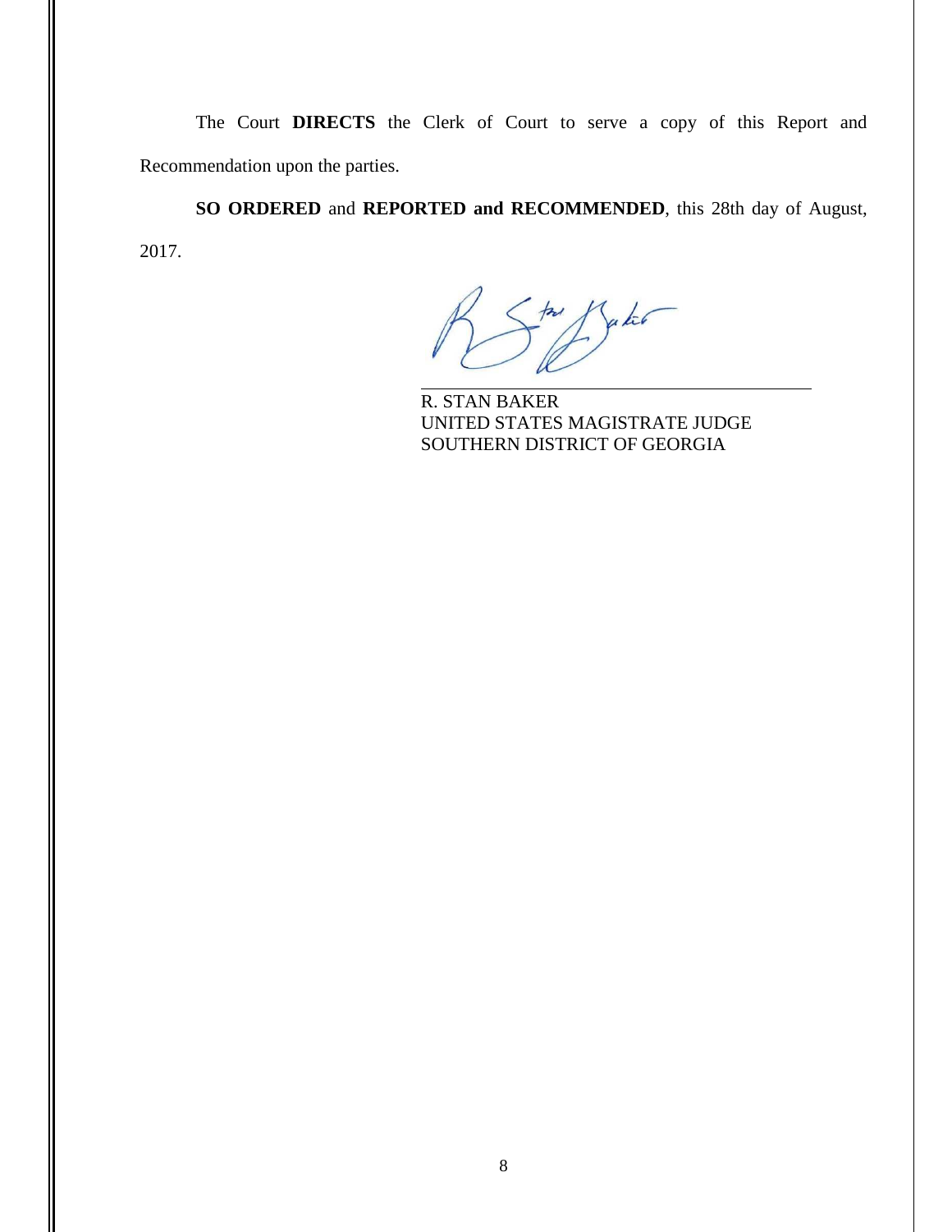The Court **DIRECTS** the Clerk of Court to serve a copy of this Report and Recommendation upon the parties.

**SO ORDERED** and **REPORTED and RECOMMENDED**, this 28th day of August, 2017.

R. STAN BAKER
UNITED STATES MAGISTRATE JUDGE
SOUTHERN DISTRICT OF GEORGIA